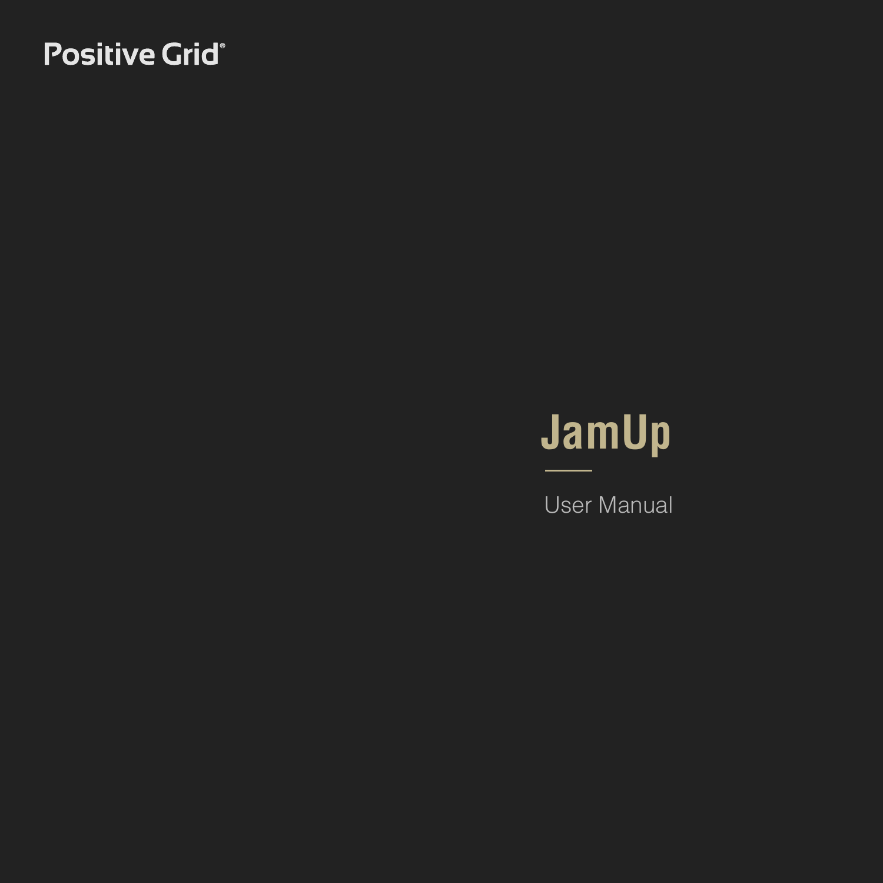Positive Grid®

# JamUp

User Manual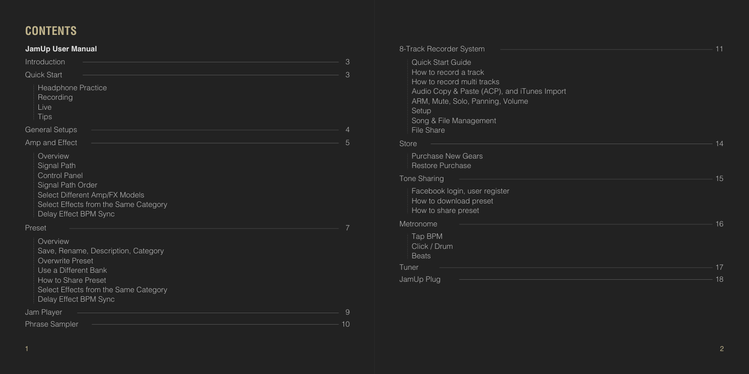# CONTENTS

**JamUp User Manual**

Introduction ........ 3

Quick Start ........ 3

- Headphone Practice
- Recording
- Live
- Tips

General Setups ........ 4

Amp and Effect ........ 5

- Overview
- Signal Path
- Control Panel
- Signal Path Order
- Select Different Amp/FX Models
- Select Effects from the Same Category
- Delay Effect BPM Sync

Preset ........ 7

- Overview
- Save, Rename, Description, Category
- Overwrite Preset
- Use a Different Bank
- How to Share Preset
- Select Effects from the Same Category
- Delay Effect BPM Sync

Jam Player ........ 9

Phrase Sampler ........ 10

8-Track Recorder System ........ 11

- Quick Start Guide
- How to record a track
- How to record multi tracks
- Audio Copy & Paste (ACP), and iTunes Import
- ARM, Mute, Solo, Panning, Volume
- Setup
- Song & File Management
- File Share

Store ........ 14

- Purchase New Gears
- Restore Purchase

Tone Sharing ........ 15

- Facebook login, user register
- How to download preset
- How to share preset

Metronome ........ 16

- Tap BPM
- Click / Drum
- Beats

Tuner ........ 17

JamUp Plug ........ 18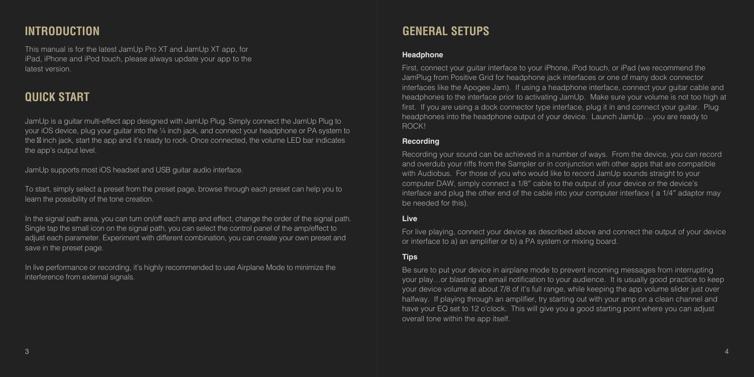## INTRODUCTION

This manual is for the latest JamUp Pro XT and JamUp XT app, for iPad, iPhone and iPod touch, please always update your app to the latest version.

## QUICK START

JamUp is a guitar multi-effect app designed with JamUp Plug. Simply connect the JamUp Plug to your iOS device, plug your guitar into the ¼ inch jack, and connect your headphone or PA system to the ⅛ inch jack, start the app and it's ready to rock. Once connected, the volume LED bar indicates the app's output level.

JamUp supports most iOS headset and USB guitar audio interface.

To start, simply select a preset from the preset page, browse through each preset can help you to learn the possibility of the tone creation.

In the signal path area, you can turn on/off each amp and effect, change the order of the signal path. Single tap the small icon on the signal path, you can select the control panel of the amp/effect to adjust each parameter. Experiment with different combination, you can create your own preset and save in the preset page.

In live performance or recording, it's highly recommended to use Airplane Mode to minimize the interference from external signals.

## GENERAL SETUPS

### Headphone

First, connect your guitar interface to your iPhone, iPod touch, or iPad (we recommend the JamPlug from Positive Grid for headphone jack interfaces or one of many dock connector interfaces like the Apogee Jam). If using a headphone interface, connect your guitar cable and headphones to the interface prior to activating JamUp. Make sure your volume is not too high at first. If you are using a dock connector type interface, plug it in and connect your guitar. Plug headphones into the headphone output of your device. Launch JamUp….you are ready to ROCK!

### Recording

Recording your sound can be achieved in a number of ways. From the device, you can record and overdub your riffs from the Sampler or in conjunction with other apps that are compatible with Audiobus. For those of you who would like to record JamUp sounds straight to your computer DAW, simply connect a 1/8″ cable to the output of your device or the device's interface and plug the other end of the cable into your computer interface ( a 1/4″ adaptor may be needed for this).

### Live

For live playing, connect your device as described above and connect the output of your device or interface to a) an amplifier or b) a PA system or mixing board.

### Tips

Be sure to put your device in airplane mode to prevent incoming messages from interrupting your play…or blasting an email notification to your audience. It is usually good practice to keep your device volume at about 7/8 of it's full range, while keeping the app volume slider just over halfway. If playing through an amplifier, try starting out with your amp on a clean channel and have your EQ set to 12 o'clock. This will give you a good starting point where you can adjust overall tone within the app itself.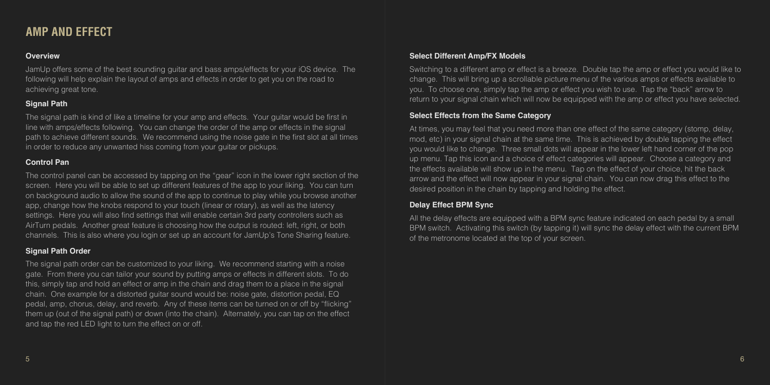# AMP AND EFFECT

### Overview

JamUp offers some of the best sounding guitar and bass amps/effects for your iOS device. The following will help explain the layout of amps and effects in order to get you on the road to achieving great tone.

### Signal Path

The signal path is kind of like a timeline for your amp and effects. Your guitar would be first in line with amps/effects following. You can change the order of the amp or effects in the signal path to achieve different sounds. We recommend using the noise gate in the first slot at all times in order to reduce any unwanted hiss coming from your guitar or pickups.

### Control Pan

The control panel can be accessed by tapping on the "gear" icon in the lower right section of the screen. Here you will be able to set up different features of the app to your liking. You can turn on background audio to allow the sound of the app to continue to play while you browse another app, change how the knobs respond to your touch (linear or rotary), as well as the latency settings. Here you will also find settings that will enable certain 3rd party controllers such as AirTurn pedals. Another great feature is choosing how the output is routed: left, right, or both channels. This is also where you login or set up an account for JamUp's Tone Sharing feature.

### Signal Path Order

The signal path order can be customized to your liking. We recommend starting with a noise gate. From there you can tailor your sound by putting amps or effects in different slots. To do this, simply tap and hold an effect or amp in the chain and drag them to a place in the signal chain. One example for a distorted guitar sound would be: noise gate, distortion pedal, EQ pedal, amp, chorus, delay, and reverb. Any of these items can be turned on or off by "flicking" them up (out of the signal path) or down (into the chain). Alternately, you can tap on the effect and tap the red LED light to turn the effect on or off.

### Select Different Amp/FX Models

Switching to a different amp or effect is a breeze. Double tap the amp or effect you would like to change. This will bring up a scrollable picture menu of the various amps or effects available to you. To choose one, simply tap the amp or effect you wish to use. Tap the "back" arrow to return to your signal chain which will now be equipped with the amp or effect you have selected.

### Select Effects from the Same Category

At times, you may feel that you need more than one effect of the same category (stomp, delay, mod, etc) in your signal chain at the same time. This is achieved by double tapping the effect you would like to change. Three small dots will appear in the lower left hand corner of the pop up menu. Tap this icon and a choice of effect categories will appear. Choose a category and the effects available will show up in the menu. Tap on the effect of your choice, hit the back arrow and the effect will now appear in your signal chain. You can now drag this effect to the desired position in the chain by tapping and holding the effect.

### Delay Effect BPM Sync

All the delay effects are equipped with a BPM sync feature indicated on each pedal by a small BPM switch. Activating this switch (by tapping it) will sync the delay effect with the current BPM of the metronome located at the top of your screen.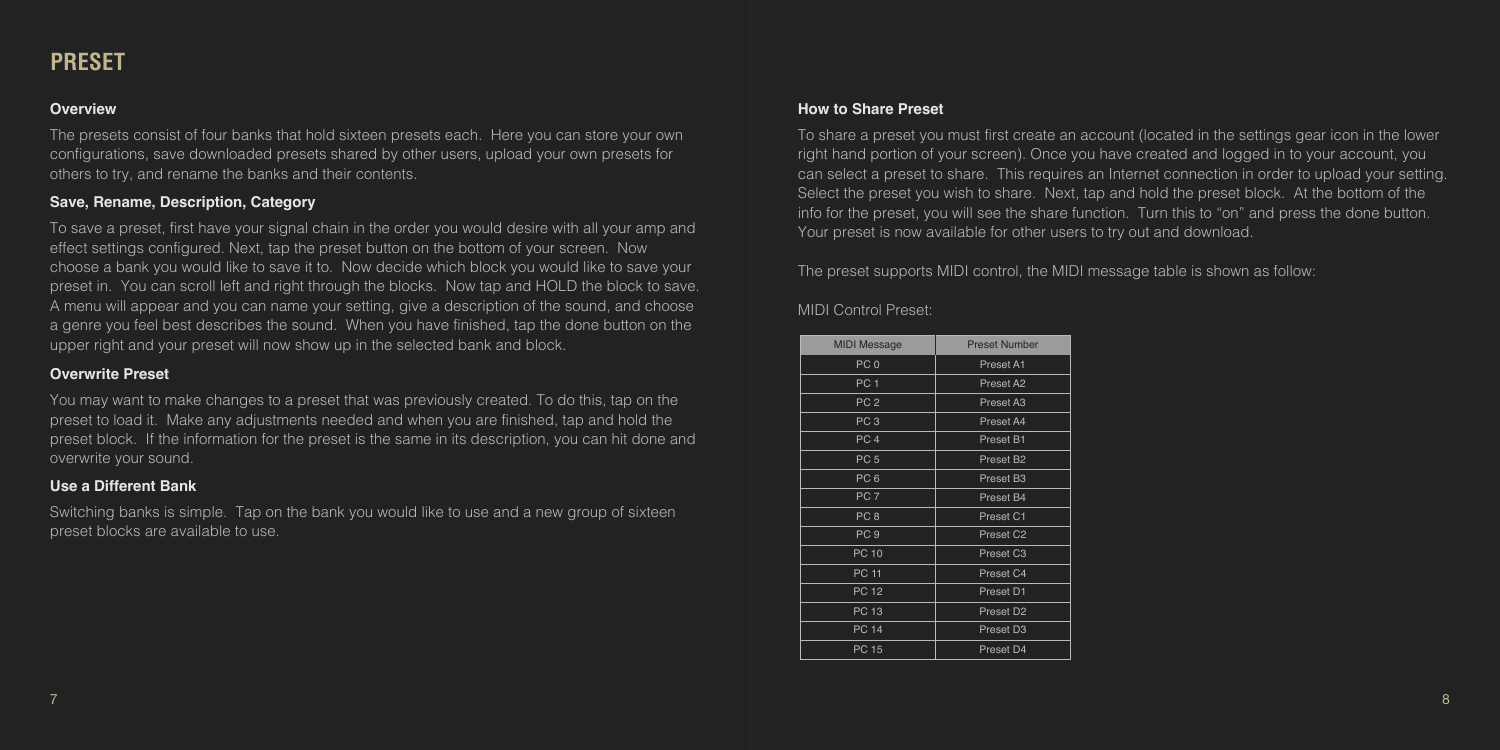# PRESET

### Overview

The presets consist of four banks that hold sixteen presets each. Here you can store your own configurations, save downloaded presets shared by other users, upload your own presets for others to try, and rename the banks and their contents.

### Save, Rename, Description, Category

To save a preset, first have your signal chain in the order you would desire with all your amp and effect settings configured. Next, tap the preset button on the bottom of your screen. Now choose a bank you would like to save it to. Now decide which block you would like to save your preset in. You can scroll left and right through the blocks. Now tap and HOLD the block to save. A menu will appear and you can name your setting, give a description of the sound, and choose a genre you feel best describes the sound. When you have finished, tap the done button on the upper right and your preset will now show up in the selected bank and block.

### Overwrite Preset

You may want to make changes to a preset that was previously created. To do this, tap on the preset to load it. Make any adjustments needed and when you are finished, tap and hold the preset block. If the information for the preset is the same in its description, you can hit done and overwrite your sound.

### Use a Different Bank

Switching banks is simple. Tap on the bank you would like to use and a new group of sixteen preset blocks are available to use.

### How to Share Preset

To share a preset you must first create an account (located in the settings gear icon in the lower right hand portion of your screen). Once you have created and logged in to your account, you can select a preset to share. This requires an Internet connection in order to upload your setting. Select the preset you wish to share. Next, tap and hold the preset block. At the bottom of the info for the preset, you will see the share function. Turn this to "on" and press the done button. Your preset is now available for other users to try out and download.

The preset supports MIDI control, the MIDI message table is shown as follow:

MIDI Control Preset:

| MIDI Message | Preset Number |
|---|---|
| PC 0 | Preset A1 |
| PC 1 | Preset A2 |
| PC 2 | Preset A3 |
| PC 3 | Preset A4 |
| PC 4 | Preset B1 |
| PC 5 | Preset B2 |
| PC 6 | Preset B3 |
| PC 7 | Preset B4 |
| PC 8 | Preset C1 |
| PC 9 | Preset C2 |
| PC 10 | Preset C3 |
| PC 11 | Preset C4 |
| PC 12 | Preset D1 |
| PC 13 | Preset D2 |
| PC 14 | Preset D3 |
| PC 15 | Preset D4 |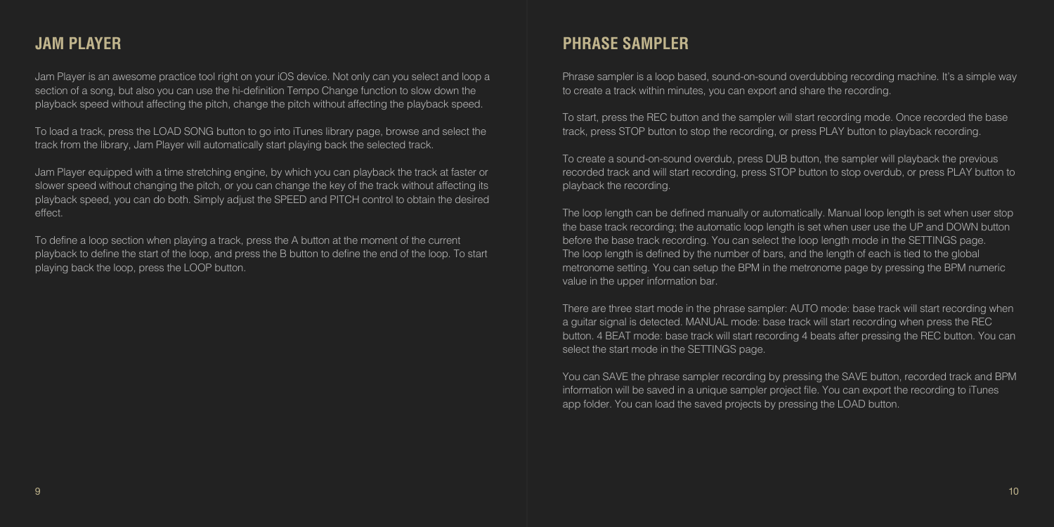## JAM PLAYER

Jam Player is an awesome practice tool right on your iOS device. Not only can you select and loop a section of a song, but also you can use the hi-definition Tempo Change function to slow down the playback speed without affecting the pitch, change the pitch without affecting the playback speed.

To load a track, press the LOAD SONG button to go into iTunes library page, browse and select the track from the library, Jam Player will automatically start playing back the selected track.

Jam Player equipped with a time stretching engine, by which you can playback the track at faster or slower speed without changing the pitch, or you can change the key of the track without affecting its playback speed, you can do both. Simply adjust the SPEED and PITCH control to obtain the desired effect.

To define a loop section when playing a track, press the A button at the moment of the current playback to define the start of the loop, and press the B button to define the end of the loop. To start playing back the loop, press the LOOP button.

## PHRASE SAMPLER

Phrase sampler is a loop based, sound-on-sound overdubbing recording machine. It's a simple way to create a track within minutes, you can export and share the recording.

To start, press the REC button and the sampler will start recording mode. Once recorded the base track, press STOP button to stop the recording, or press PLAY button to playback recording.

To create a sound-on-sound overdub, press DUB button, the sampler will playback the previous recorded track and will start recording, press STOP button to stop overdub, or press PLAY button to playback the recording.

The loop length can be defined manually or automatically. Manual loop length is set when user stop the base track recording; the automatic loop length is set when user use the UP and DOWN button before the base track recording. You can select the loop length mode in the SETTINGS page. The loop length is defined by the number of bars, and the length of each is tied to the global metronome setting. You can setup the BPM in the metronome page by pressing the BPM numeric value in the upper information bar.

There are three start mode in the phrase sampler: AUTO mode: base track will start recording when a guitar signal is detected. MANUAL mode: base track will start recording when press the REC button. 4 BEAT mode: base track will start recording 4 beats after pressing the REC button. You can select the start mode in the SETTINGS page.

You can SAVE the phrase sampler recording by pressing the SAVE button, recorded track and BPM information will be saved in a unique sampler project file. You can export the recording to iTunes app folder. You can load the saved projects by pressing the LOAD button.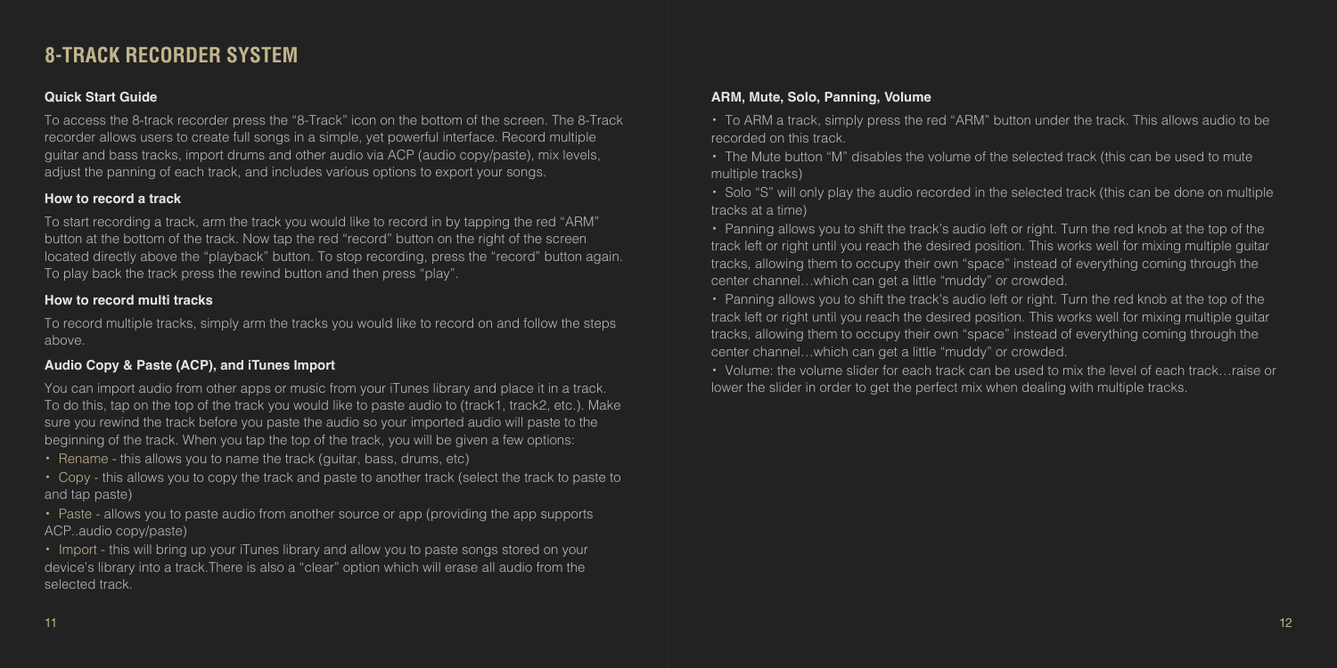# 8-TRACK RECORDER SYSTEM

### Quick Start Guide

To access the 8-track recorder press the "8-Track" icon on the bottom of the screen. The 8-Track recorder allows users to create full songs in a simple, yet powerful interface. Record multiple guitar and bass tracks, import drums and other audio via ACP (audio copy/paste), mix levels, adjust the panning of each track, and includes various options to export your songs.

### How to record a track

To start recording a track, arm the track you would like to record in by tapping the red "ARM" button at the bottom of the track. Now tap the red "record" button on the right of the screen located directly above the "playback" button. To stop recording, press the "record" button again. To play back the track press the rewind button and then press "play".

### How to record multi tracks

To record multiple tracks, simply arm the tracks you would like to record on and follow the steps above.

### Audio Copy & Paste (ACP), and iTunes Import

You can import audio from other apps or music from your iTunes library and place it in a track. To do this, tap on the top of the track you would like to paste audio to (track1, track2, etc.). Make sure you rewind the track before you paste the audio so your imported audio will paste to the beginning of the track. When you tap the top of the track, you will be given a few options:

- Rename - this allows you to name the track (guitar, bass, drums, etc)
- Copy - this allows you to copy the track and paste to another track (select the track to paste to and tap paste)
- Paste - allows you to paste audio from another source or app (providing the app supports ACP..audio copy/paste)
- Import - this will bring up your iTunes library and allow you to paste songs stored on your device's library into a track.There is also a "clear" option which will erase all audio from the selected track.

### ARM, Mute, Solo, Panning, Volume

- To ARM a track, simply press the red "ARM" button under the track. This allows audio to be recorded on this track.
- The Mute button "M" disables the volume of the selected track (this can be used to mute multiple tracks)
- Solo "S" will only play the audio recorded in the selected track (this can be done on multiple tracks at a time)
- Panning allows you to shift the track's audio left or right. Turn the red knob at the top of the track left or right until you reach the desired position. This works well for mixing multiple guitar tracks, allowing them to occupy their own "space" instead of everything coming through the center channel…which can get a little "muddy" or crowded.
- Panning allows you to shift the track's audio left or right. Turn the red knob at the top of the track left or right until you reach the desired position. This works well for mixing multiple guitar tracks, allowing them to occupy their own "space" instead of everything coming through the center channel…which can get a little "muddy" or crowded.
- Volume: the volume slider for each track can be used to mix the level of each track…raise or lower the slider in order to get the perfect mix when dealing with multiple tracks.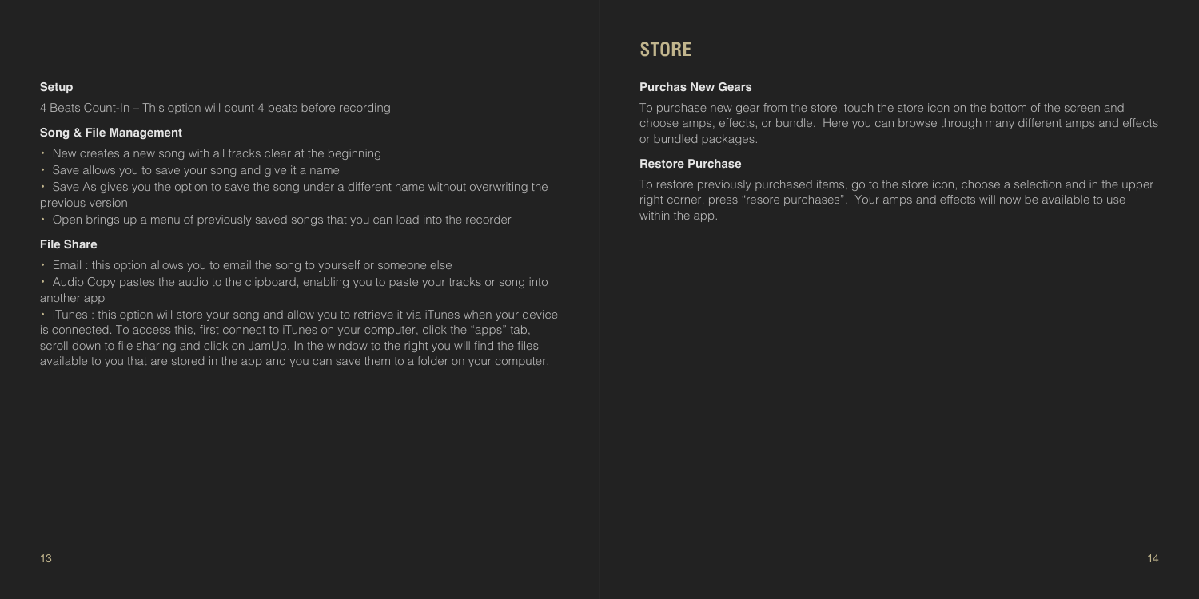**Setup**

4 Beats Count-In – This option will count 4 beats before recording

**Song & File Management**

- New creates a new song with all tracks clear at the beginning
- Save allows you to save your song and give it a name
- Save As gives you the option to save the song under a different name without overwriting the previous version
- Open brings up a menu of previously saved songs that you can load into the recorder

**File Share**

- Email : this option allows you to email the song to yourself or someone else
- Audio Copy pastes the audio to the clipboard, enabling you to paste your tracks or song into another app
- iTunes : this option will store your song and allow you to retrieve it via iTunes when your device is connected. To access this, first connect to iTunes on your computer, click the "apps" tab, scroll down to file sharing and click on JamUp. In the window to the right you will find the files available to you that are stored in the app and you can save them to a folder on your computer.

# STORE

**Purchas New Gears**

To purchase new gear from the store, touch the store icon on the bottom of the screen and choose amps, effects, or bundle. Here you can browse through many different amps and effects or bundled packages.

**Restore Purchase**

To restore previously purchased items, go to the store icon, choose a selection and in the upper right corner, press "resore purchases". Your amps and effects will now be available to use within the app.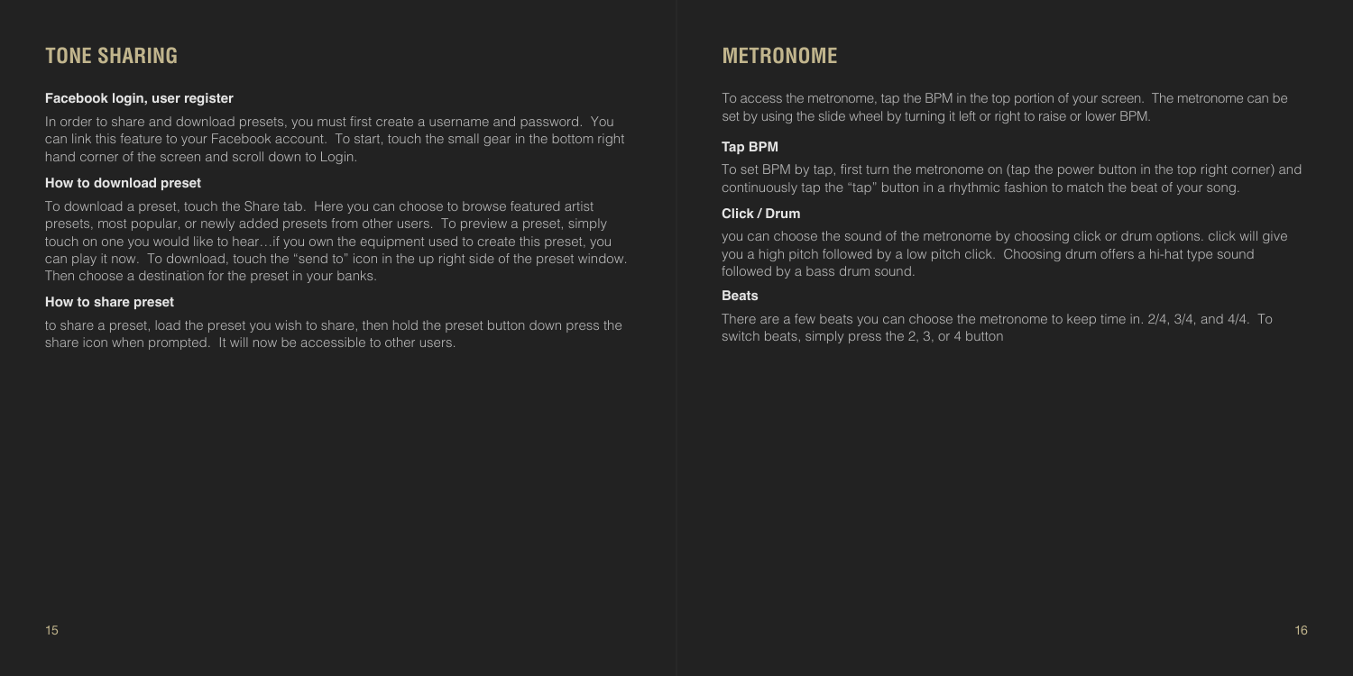## TONE SHARING

### Facebook login, user register

In order to share and download presets, you must first create a username and password. You can link this feature to your Facebook account. To start, touch the small gear in the bottom right hand corner of the screen and scroll down to Login.

### How to download preset

To download a preset, touch the Share tab. Here you can choose to browse featured artist presets, most popular, or newly added presets from other users. To preview a preset, simply touch on one you would like to hear…if you own the equipment used to create this preset, you can play it now. To download, touch the "send to" icon in the up right side of the preset window. Then choose a destination for the preset in your banks.

### How to share preset

to share a preset, load the preset you wish to share, then hold the preset button down press the share icon when prompted. It will now be accessible to other users.

## METRONOME

To access the metronome, tap the BPM in the top portion of your screen. The metronome can be set by using the slide wheel by turning it left or right to raise or lower BPM.

### Tap BPM

To set BPM by tap, first turn the metronome on (tap the power button in the top right corner) and continuously tap the "tap" button in a rhythmic fashion to match the beat of your song.

### Click / Drum

you can choose the sound of the metronome by choosing click or drum options. click will give you a high pitch followed by a low pitch click. Choosing drum offers a hi-hat type sound followed by a bass drum sound.

### Beats

There are a few beats you can choose the metronome to keep time in. 2/4, 3/4, and 4/4. To switch beats, simply press the 2, 3, or 4 button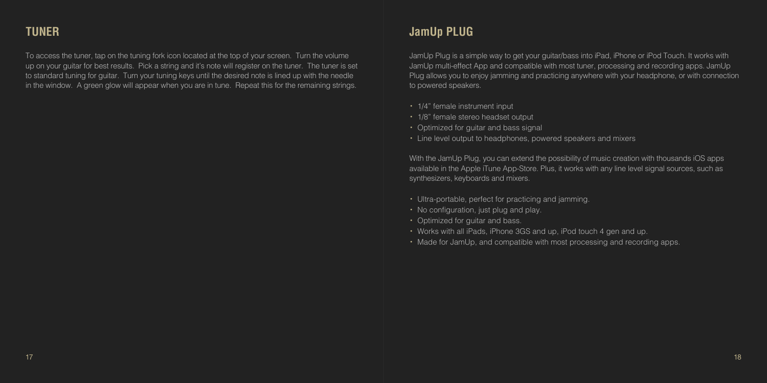## TUNER

To access the tuner, tap on the tuning fork icon located at the top of your screen. Turn the volume up on your guitar for best results. Pick a string and it's note will register on the tuner. The tuner is set to standard tuning for guitar. Turn your tuning keys until the desired note is lined up with the needle in the window. A green glow will appear when you are in tune. Repeat this for the remaining strings.

## JamUp PLUG

JamUp Plug is a simple way to get your guitar/bass into iPad, iPhone or iPod Touch. It works with JamUp multi-effect App and compatible with most tuner, processing and recording apps. JamUp Plug allows you to enjoy jamming and practicing anywhere with your headphone, or with connection to powered speakers.

- 1/4" female instrument input
- 1/8" female stereo headset output
- Optimized for guitar and bass signal
- Line level output to headphones, powered speakers and mixers

With the JamUp Plug, you can extend the possibility of music creation with thousands iOS apps available in the Apple iTune App-Store. Plus, it works with any line level signal sources, such as synthesizers, keyboards and mixers.

- Ultra-portable, perfect for practicing and jamming.
- No configuration, just plug and play.
- Optimized for guitar and bass.
- Works with all iPads, iPhone 3GS and up, iPod touch 4 gen and up.
- Made for JamUp, and compatible with most processing and recording apps.